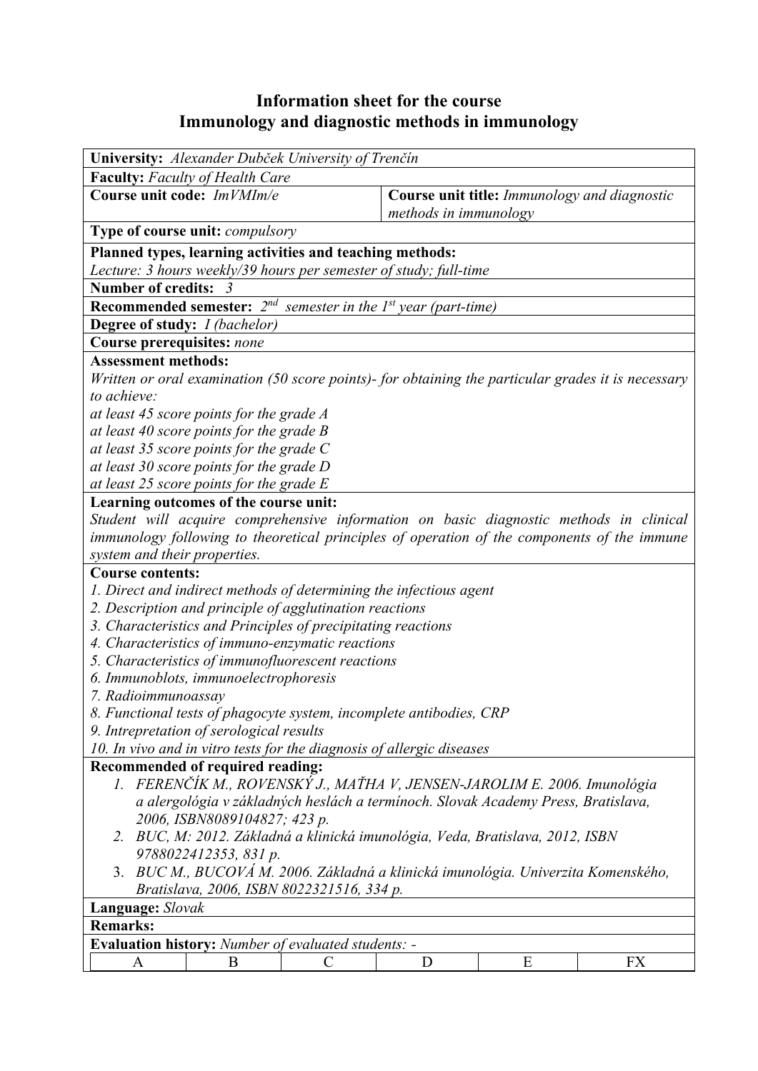# Information sheet for the course
# Immunology and diagnostic methods in immunology

**University:** *Alexander Dubček University of Trenčín*

**Faculty:** *Faculty of Health Care*

| **Course unit code:** *ImVMIm/e* | **Course unit title:** *Immunology and diagnostic methods in immunology* |
|---|---|

**Type of course unit:** *compulsory*

**Planned types, learning activities and teaching methods:**
*Lecture: 3 hours weekly/39 hours per semester of study; full-time*

**Number of credits:** *3*

**Recommended semester:** *2nd semester in the 1st year (part-time)*

**Degree of study:** *I (bachelor)*

**Course prerequisites:** *none*

**Assessment methods:**
*Written or oral examination (50 score points)- for obtaining the particular grades it is necessary to achieve:*
*at least 45 score points for the grade A*
*at least 40 score points for the grade B*
*at least 35 score points for the grade C*
*at least 30 score points for the grade D*
*at least 25 score points for the grade E*

**Learning outcomes of the course unit:**
*Student will acquire comprehensive information on basic diagnostic methods in clinical immunology following to theoretical principles of operation of the components of the immune system and their properties.*

**Course contents:**
*1. Direct and indirect methods of determining the infectious agent*
*2. Description and principle of agglutination reactions*
*3. Characteristics and Principles of precipitating reactions*
*4. Characteristics of immuno-enzymatic reactions*
*5. Characteristics of immunofluorescent reactions*
*6. Immunoblots, immunoelectrophoresis*
*7. Radioimmunoassay*
*8. Functional tests of phagocyte system, incomplete antibodies, CRP*
*9. Intrepretation of serological results*
*10. In vivo and in vitro tests for the diagnosis of allergic diseases*

**Recommended of required reading:**
1. *FERENČÍK M., ROVENSKÝ J., MAŤHA V, JENSEN-JAROLIM E. 2006. Imunológia a alergológia v základných heslách a termínoch. Slovak Academy Press, Bratislava, 2006, ISBN8089104827; 423 p.*
2. *BUC, M: 2012. Základná a klinická imunológia, Veda, Bratislava, 2012, ISBN 9788022412353, 831 p.*
3. *BUC M., BUCOVÁ M. 2006. Základná a klinická imunológia. Univerzita Komenského, Bratislava, 2006, ISBN 8022321516, 334 p.*

**Language:** *Slovak*

**Remarks:**

**Evaluation history:** *Number of evaluated students: -*

| A | B | C | D | E | FX |
|---|---|---|---|---|---|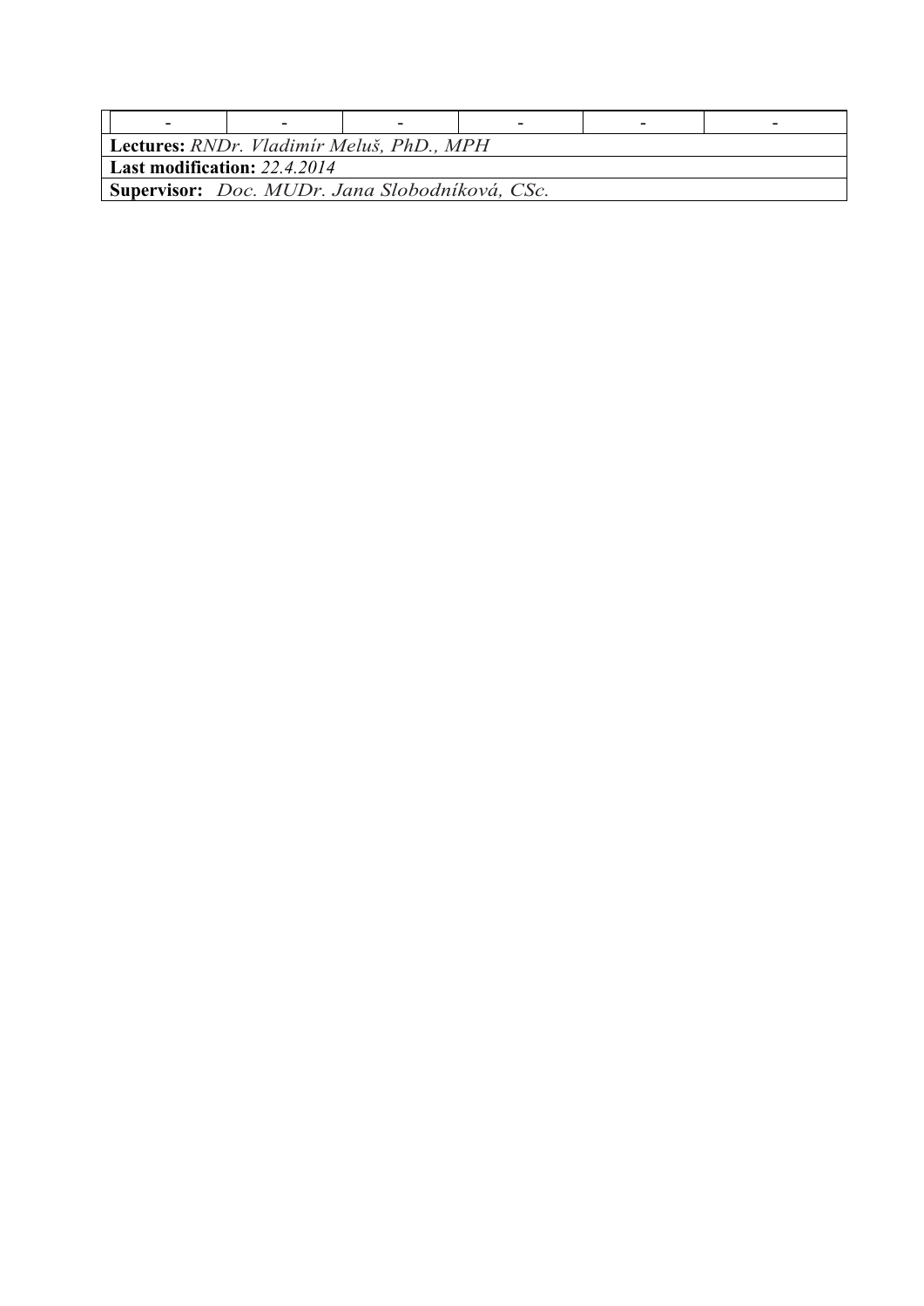| | | | | | |
|---|---|---|---|---|---|
| - | - | - | - | - | - |

**Lectures:** *RNDr. Vladimír Meluš, PhD., MPH*

**Last modification:** *22.4.2014*

**Supervisor:** *Doc. MUDr. Jana Slobodníková, CSc.*